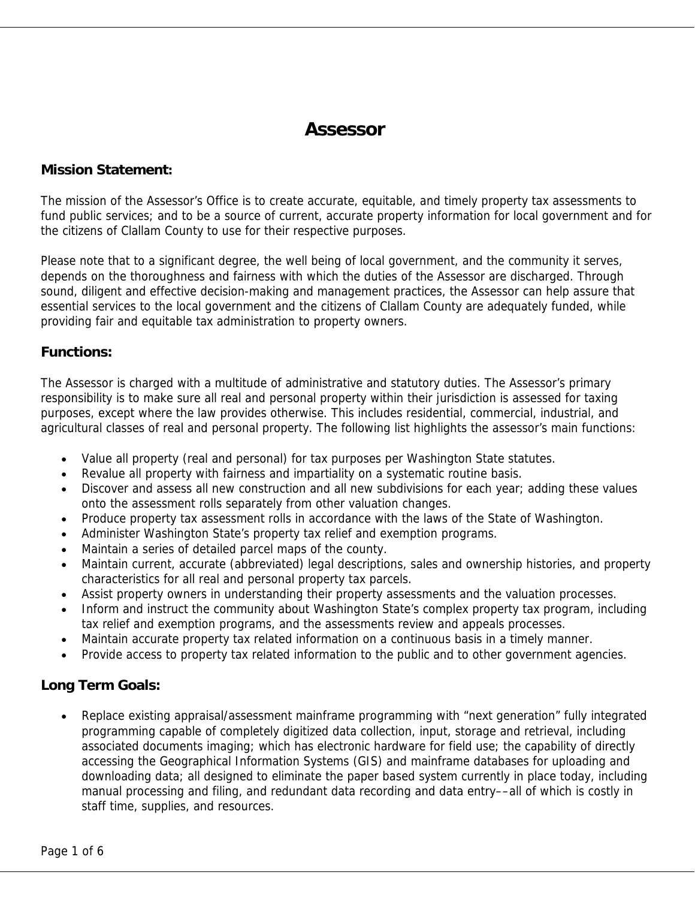# Assessor

## Mission Statement:

The mission of the Assessor's Office is to create accurate, equitable, and timely property tax assessments to fund public services; and to be a source of current, accurate property information for local government and for the citizens of Clallam County to use for their respective purposes.

Please note that to a significant degree, the well being of local government, and the community it serves, depends on the thoroughness and fairness with which the duties of the Assessor are discharged. Through sound, diligent and effective decision-making and management practices, the Assessor can help assure that essential services to the local government and the citizens of Clallam County are adequately funded, while providing fair and equitable tax administration to property owners.

## Functions:

The Assessor is charged with a multitude of administrative and statutory duties. The Assessor's primary responsibility is to make sure all real and personal property within their jurisdiction is assessed for taxing purposes, except where the law provides otherwise. This includes residential, commercial, industrial, and agricultural classes of real and personal property. The following list highlights the assessor's main functions:

- Value all property (real and personal) for tax purposes per Washington State statutes.
- Revalue all property with fairness and impartiality on a systematic routine basis.
- Discover and assess all new construction and all new subdivisions for each year; adding these values onto the assessment rolls separately from other valuation changes.
- Produce property tax assessment rolls in accordance with the laws of the State of Washington.
- Administer Washington State's property tax relief and exemption programs.
- Maintain a series of detailed parcel maps of the county.
- Maintain current, accurate (abbreviated) legal descriptions, sales and ownership histories, and property characteristics for all real and personal property tax parcels.
- Assist property owners in understanding their property assessments and the valuation processes.
- Inform and instruct the community about Washington State's complex property tax program, including tax relief and exemption programs, and the assessments review and appeals processes.
- Maintain accurate property tax related information on a continuous basis in a timely manner.
- Provide access to property tax related information to the public and to other government agencies.

## Long Term Goals:

- Replace existing appraisal/assessment mainframe programming with "next generation" fully integrated programming capable of completely digitized data collection, input, storage and retrieval, including associated documents imaging; which has electronic hardware for field use; the capability of directly accessing the Geographical Information Systems (GIS) and mainframe databases for uploading and downloading data; all designed to eliminate the paper based system currently in place today, including manual processing and filing, and redundant data recording and data entry––all of which is costly in staff time, supplies, and resources.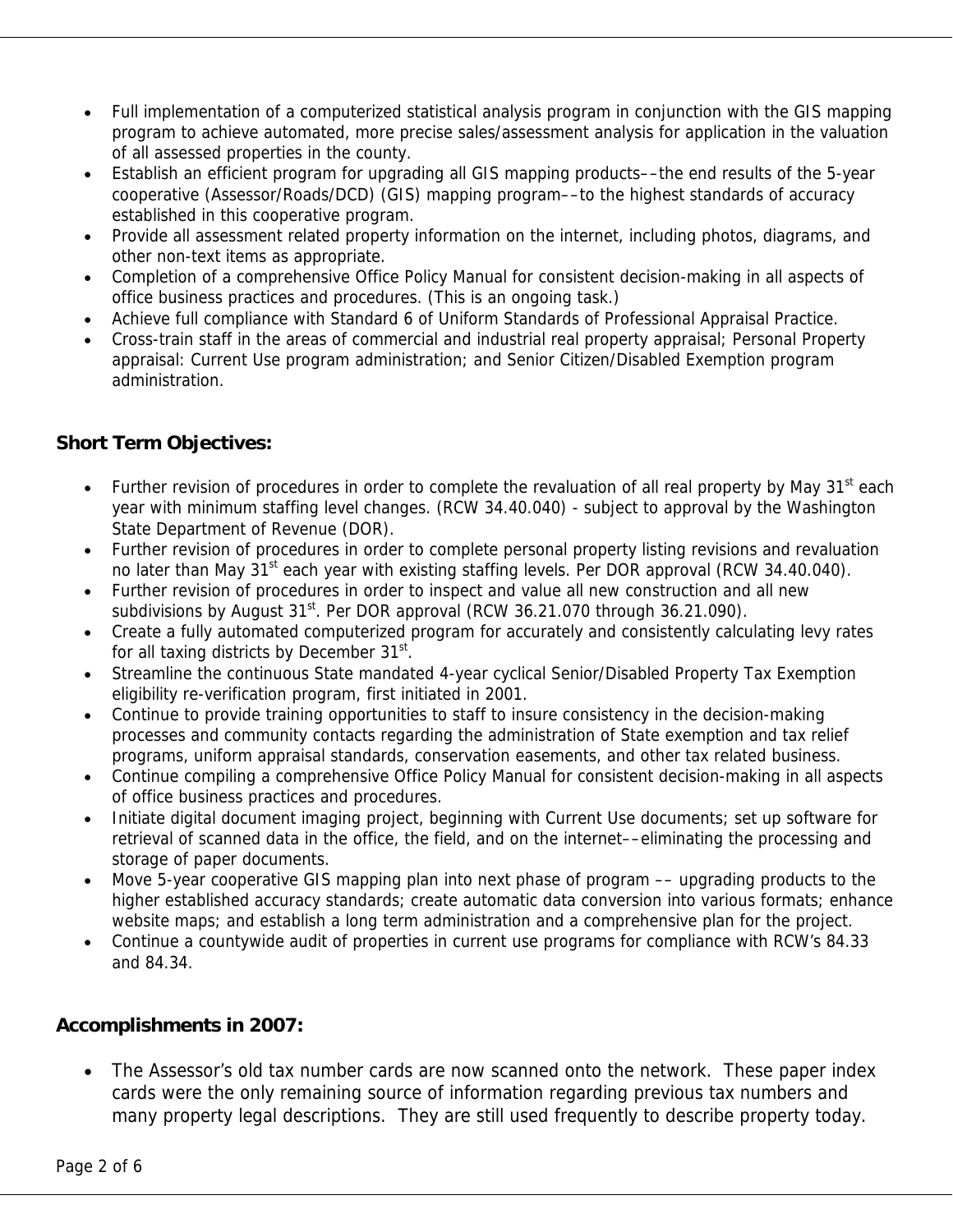- Full implementation of a computerized statistical analysis program in conjunction with the GIS mapping program to achieve automated, more precise sales/assessment analysis for application in the valuation of all assessed properties in the county.
- Establish an efficient program for upgrading all GIS mapping products––the end results of the 5-year cooperative (Assessor/Roads/DCD) (GIS) mapping program––to the highest standards of accuracy established in this cooperative program.
- Provide all assessment related property information on the internet, including photos, diagrams, and other non-text items as appropriate.
- Completion of a comprehensive Office Policy Manual for consistent decision-making in all aspects of office business practices and procedures. (This is an ongoing task.)
- Achieve full compliance with Standard 6 of Uniform Standards of Professional Appraisal Practice.
- Cross-train staff in the areas of commercial and industrial real property appraisal; Personal Property appraisal: Current Use program administration; and Senior Citizen/Disabled Exemption program administration.

### Short Term Objectives:

- Further revision of procedures in order to complete the revaluation of all real property by May 31st each year with minimum staffing level changes. (RCW 34.40.040) - subject to approval by the Washington State Department of Revenue (DOR).
- Further revision of procedures in order to complete personal property listing revisions and revaluation no later than May 31st each year with existing staffing levels. Per DOR approval (RCW 34.40.040).
- Further revision of procedures in order to inspect and value all new construction and all new subdivisions by August 31st. Per DOR approval (RCW 36.21.070 through 36.21.090).
- Create a fully automated computerized program for accurately and consistently calculating levy rates for all taxing districts by December 31st.
- Streamline the continuous State mandated 4-year cyclical Senior/Disabled Property Tax Exemption eligibility re-verification program, first initiated in 2001.
- Continue to provide training opportunities to staff to insure consistency in the decision-making processes and community contacts regarding the administration of State exemption and tax relief programs, uniform appraisal standards, conservation easements, and other tax related business.
- Continue compiling a comprehensive Office Policy Manual for consistent decision-making in all aspects of office business practices and procedures.
- Initiate digital document imaging project, beginning with Current Use documents; set up software for retrieval of scanned data in the office, the field, and on the internet––eliminating the processing and storage of paper documents.
- Move 5-year cooperative GIS mapping plan into next phase of program –– upgrading products to the higher established accuracy standards; create automatic data conversion into various formats; enhance website maps; and establish a long term administration and a comprehensive plan for the project.
- Continue a countywide audit of properties in current use programs for compliance with RCW's 84.33 and 84.34.

### Accomplishments in 2007:

- The Assessor's old tax number cards are now scanned onto the network. These paper index cards were the only remaining source of information regarding previous tax numbers and many property legal descriptions. They are still used frequently to describe property today.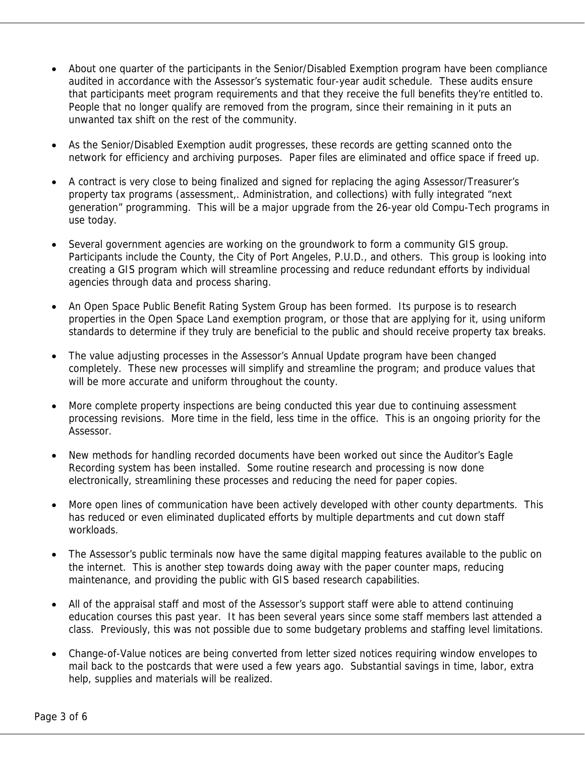- About one quarter of the participants in the Senior/Disabled Exemption program have been compliance audited in accordance with the Assessor's systematic four-year audit schedule. These audits ensure that participants meet program requirements and that they receive the full benefits they're entitled to. People that no longer qualify are removed from the program, since their remaining in it puts an unwanted tax shift on the rest of the community.

- As the Senior/Disabled Exemption audit progresses, these records are getting scanned onto the network for efficiency and archiving purposes. Paper files are eliminated and office space if freed up.

- A contract is very close to being finalized and signed for replacing the aging Assessor/Treasurer's property tax programs (assessment,. Administration, and collections) with fully integrated "next generation" programming. This will be a major upgrade from the 26-year old Compu-Tech programs in use today.

- Several government agencies are working on the groundwork to form a community GIS group. Participants include the County, the City of Port Angeles, P.U.D., and others. This group is looking into creating a GIS program which will streamline processing and reduce redundant efforts by individual agencies through data and process sharing.

- An Open Space Public Benefit Rating System Group has been formed. Its purpose is to research properties in the Open Space Land exemption program, or those that are applying for it, using uniform standards to determine if they truly are beneficial to the public and should receive property tax breaks.

- The value adjusting processes in the Assessor's Annual Update program have been changed completely. These new processes will simplify and streamline the program; and produce values that will be more accurate and uniform throughout the county.

- More complete property inspections are being conducted this year due to continuing assessment processing revisions. More time in the field, less time in the office. This is an ongoing priority for the Assessor.

- New methods for handling recorded documents have been worked out since the Auditor's Eagle Recording system has been installed. Some routine research and processing is now done electronically, streamlining these processes and reducing the need for paper copies.

- More open lines of communication have been actively developed with other county departments. This has reduced or even eliminated duplicated efforts by multiple departments and cut down staff workloads.

- The Assessor's public terminals now have the same digital mapping features available to the public on the internet. This is another step towards doing away with the paper counter maps, reducing maintenance, and providing the public with GIS based research capabilities.

- All of the appraisal staff and most of the Assessor's support staff were able to attend continuing education courses this past year. It has been several years since some staff members last attended a class. Previously, this was not possible due to some budgetary problems and staffing level limitations.

- Change-of-Value notices are being converted from letter sized notices requiring window envelopes to mail back to the postcards that were used a few years ago. Substantial savings in time, labor, extra help, supplies and materials will be realized.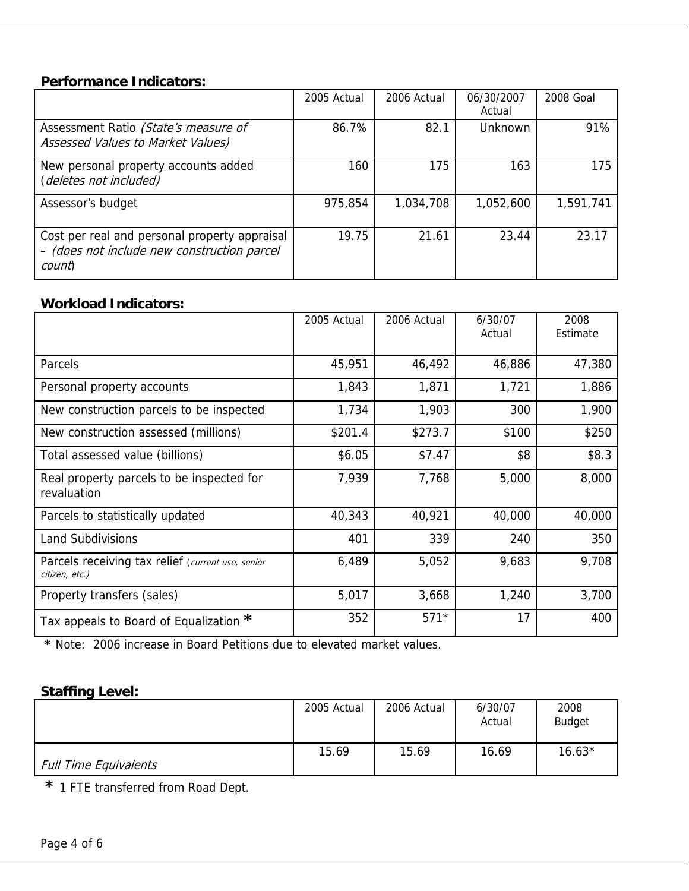**Performance Indicators:**

| | 2005 Actual | 2006 Actual | 06/30/2007 Actual | 2008 Goal |
|---|---|---|---|---|
| Assessment Ratio *(State's measure of Assessed Values to Market Values)* | 86.7% | 82.1 | Unknown | 91% |
| New personal property accounts added (*deletes not included)* | 160 | 175 | 163 | 175 |
| Assessor's budget | 975,854 | 1,034,708 | 1,052,600 | 1,591,741 |
| Cost per real and personal property appraisal – *(does not include new construction parcel count*) | 19.75 | 21.61 | 23.44 | 23.17 |

**Workload Indicators:**

| | 2005 Actual | 2006 Actual | 6/30/07 Actual | 2008 Estimate |
|---|---|---|---|---|
| Parcels | 45,951 | 46,492 | 46,886 | 47,380 |
| Personal property accounts | 1,843 | 1,871 | 1,721 | 1,886 |
| New construction parcels to be inspected | 1,734 | 1,903 | 300 | 1,900 |
| New construction assessed (millions) | $201.4 | $273.7 | $100 | $250 |
| Total assessed value (billions) | $6.05 | $7.47 | $8 | $8.3 |
| Real property parcels to be inspected for revaluation | 7,939 | 7,768 | 5,000 | 8,000 |
| Parcels to statistically updated | 40,343 | 40,921 | 40,000 | 40,000 |
| Land Subdivisions | 401 | 339 | 240 | 350 |
| Parcels receiving tax relief (*current use, senior citizen, etc.)* | 6,489 | 5,052 | 9,683 | 9,708 |
| Property transfers (sales) | 5,017 | 3,668 | 1,240 | 3,700 |
| Tax appeals to Board of Equalization * | 352 | 571* | 17 | 400 |

* Note: 2006 increase in Board Petitions due to elevated market values.

**Staffing Level:**

| | 2005 Actual | 2006 Actual | 6/30/07 Actual | 2008 Budget |
|---|---|---|---|---|
| *Full Time Equivalents* | 15.69 | 15.69 | 16.69 | 16.63* |

* 1 FTE transferred from Road Dept.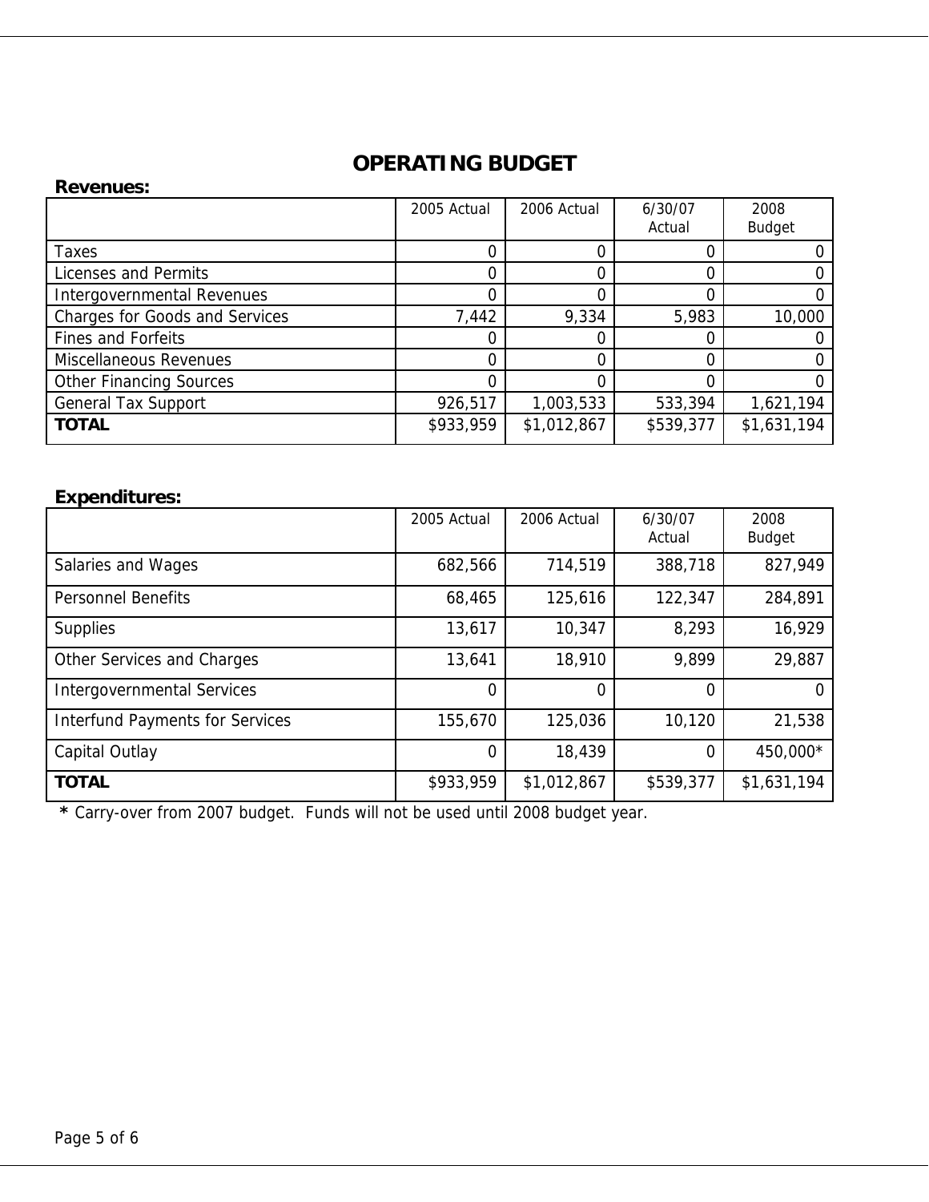# OPERATING BUDGET

**Revenues:**

| | 2005 Actual | 2006 Actual | 6/30/07 Actual | 2008 Budget |
|---|---|---|---|---|
| Taxes | 0 | 0 | 0 | 0 |
| Licenses and Permits | 0 | 0 | 0 | 0 |
| Intergovernmental Revenues | 0 | 0 | 0 | 0 |
| Charges for Goods and Services | 7,442 | 9,334 | 5,983 | 10,000 |
| Fines and Forfeits | 0 | 0 | 0 | 0 |
| Miscellaneous Revenues | 0 | 0 | 0 | 0 |
| Other Financing Sources | 0 | 0 | 0 | 0 |
| General Tax Support | 926,517 | 1,003,533 | 533,394 | 1,621,194 |
| **TOTAL** | $933,959 | $1,012,867 | $539,377 | $1,631,194 |

**Expenditures:**

| | 2005 Actual | 2006 Actual | 6/30/07 Actual | 2008 Budget |
|---|---|---|---|---|
| Salaries and Wages | 682,566 | 714,519 | 388,718 | 827,949 |
| Personnel Benefits | 68,465 | 125,616 | 122,347 | 284,891 |
| Supplies | 13,617 | 10,347 | 8,293 | 16,929 |
| Other Services and Charges | 13,641 | 18,910 | 9,899 | 29,887 |
| Intergovernmental Services | 0 | 0 | 0 | 0 |
| Interfund Payments for Services | 155,670 | 125,036 | 10,120 | 21,538 |
| Capital Outlay | 0 | 18,439 | 0 | 450,000* |
| **TOTAL** | $933,959 | $1,012,867 | $539,377 | $1,631,194 |

**\*** Carry-over from 2007 budget. Funds will not be used until 2008 budget year.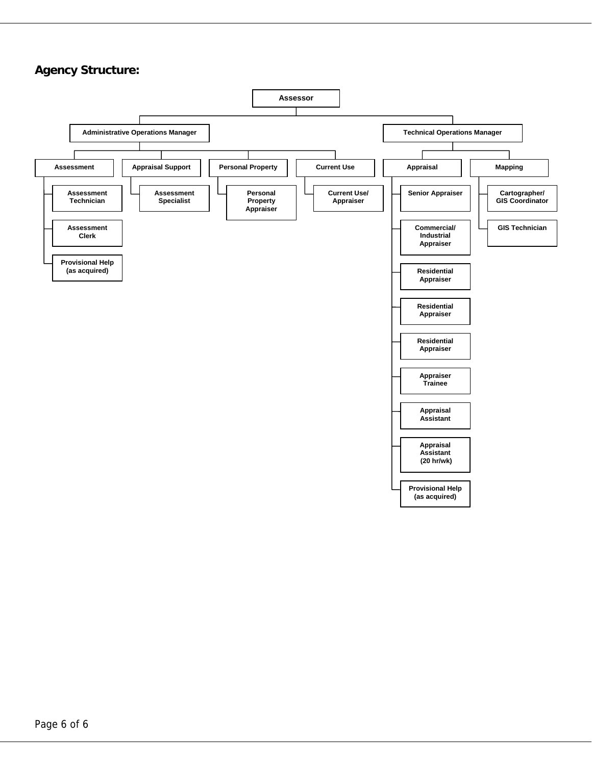## Agency Structure:

- **Assessor**
  - **Administrative Operations Manager**
    - **Assessment**
      - Assessment Technician
      - Assessment Clerk
      - Provisional Help (as acquired)
    - **Appraisal Support**
      - Assessment Specialist
    - **Personal Property**
      - Personal Property Appraiser
    - **Current Use**
      - Current Use/ Appraiser
  - **Technical Operations Manager**
    - **Appraisal**
      - Senior Appraiser
      - Commercial/ Industrial Appraiser
      - Residential Appraiser
      - Residential Appraiser
      - Residential Appraiser
      - Appraiser Trainee
      - Appraisal Assistant
      - Appraisal Assistant (20 hr/wk)
      - Provisional Help (as acquired)
    - **Mapping**
      - Cartographer/ GIS Coordinator
      - GIS Technician